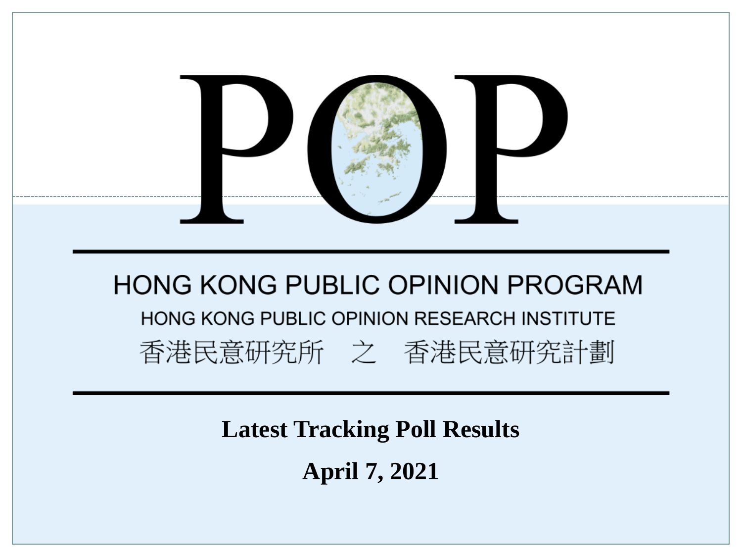# POP

## HONG KONG PUBLIC OPINION PROGRAM

HONG KONG PUBLIC OPINION RESEARCH INSTITUTE

香港民意研究所　之　香港民意研究計劃

**Latest Tracking Poll Results**

**April 7, 2021**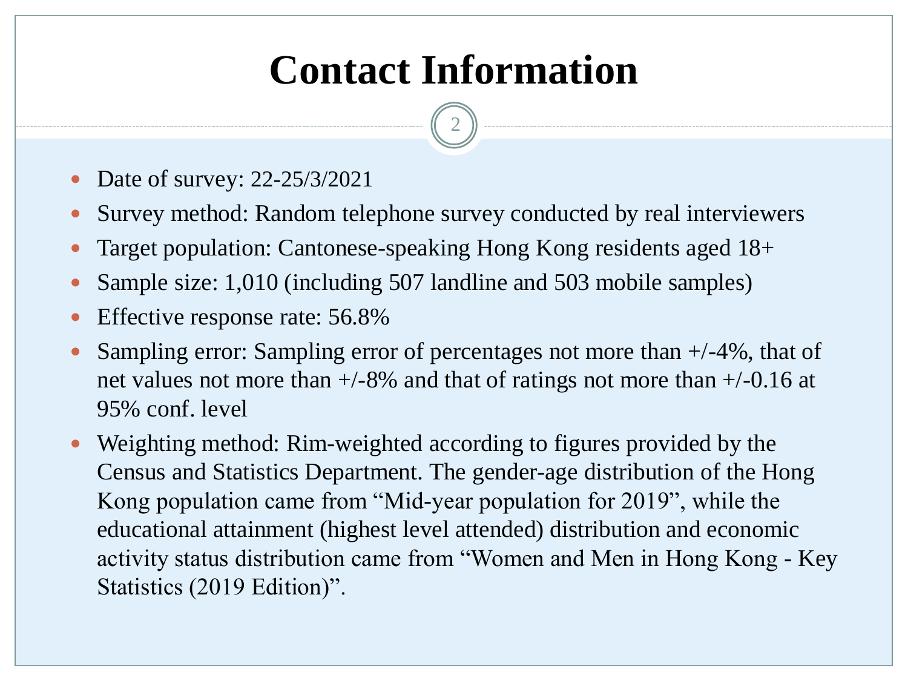# Contact Information

- Date of survey: 22-25/3/2021
- Survey method: Random telephone survey conducted by real interviewers
- Target population: Cantonese-speaking Hong Kong residents aged 18+
- Sample size: 1,010 (including 507 landline and 503 mobile samples)
- Effective response rate: 56.8%
- Sampling error: Sampling error of percentages not more than +/-4%, that of net values not more than +/-8% and that of ratings not more than +/-0.16 at 95% conf. level
- Weighting method: Rim-weighted according to figures provided by the Census and Statistics Department. The gender-age distribution of the Hong Kong population came from "Mid-year population for 2019", while the educational attainment (highest level attended) distribution and economic activity status distribution came from "Women and Men in Hong Kong - Key Statistics (2019 Edition)".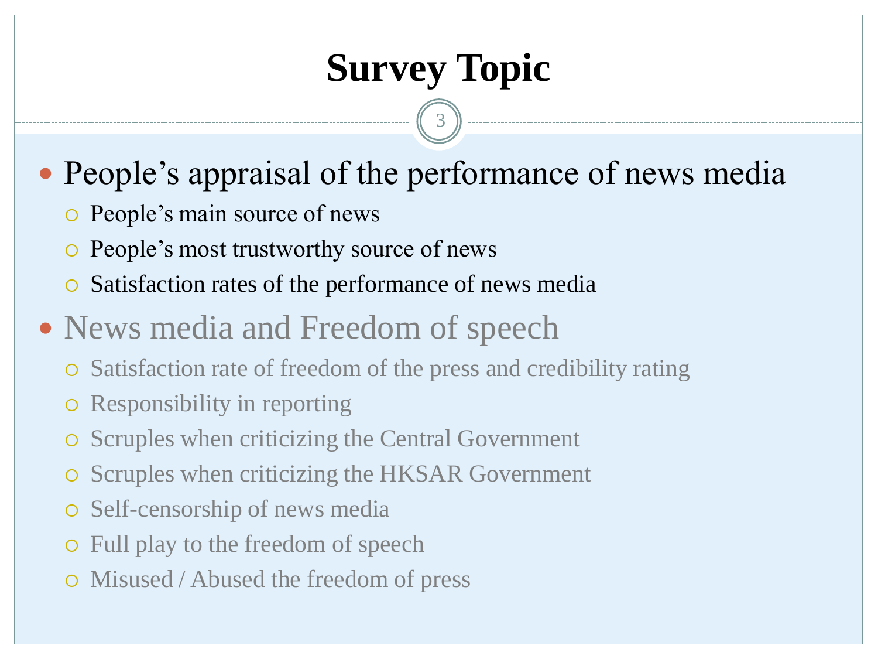# Survey Topic

- People's appraisal of the performance of news media
  - People's main source of news
  - People's most trustworthy source of news
  - Satisfaction rates of the performance of news media
- News media and Freedom of speech
  - Satisfaction rate of freedom of the press and credibility rating
  - Responsibility in reporting
  - Scruples when criticizing the Central Government
  - Scruples when criticizing the HKSAR Government
  - Self-censorship of news media
  - Full play to the freedom of speech
  - Misused / Abused the freedom of press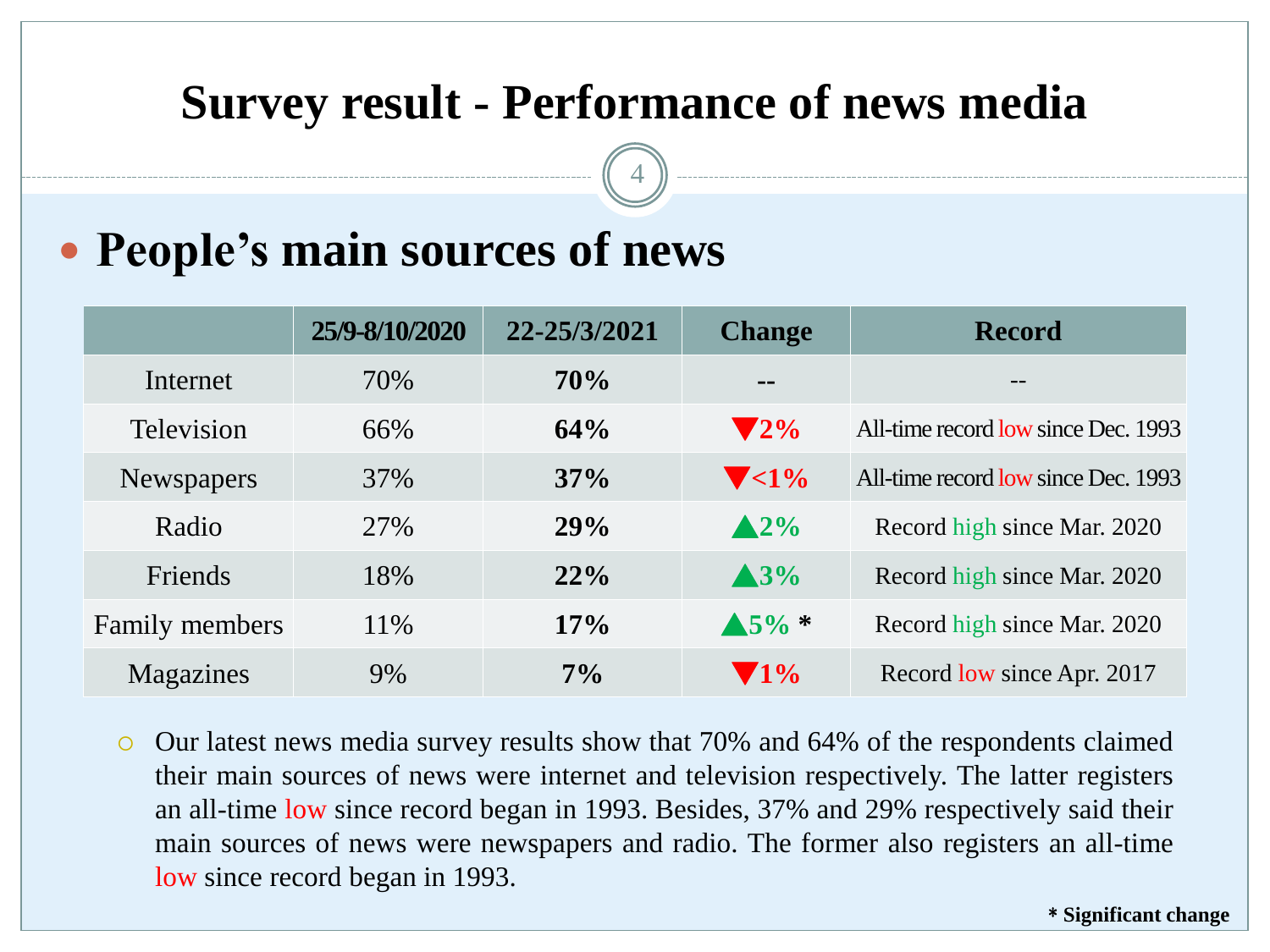# Survey result - Performance of news media

## People's main sources of news

| | 25/9-8/10/2020 | 22-25/3/2021 | Change | Record |
|---|---|---|---|---|
| Internet | 70% | **70%** | -- | -- |
| Television | 66% | **64%** | ▼2% | All-time record low since Dec. 1993 |
| Newspapers | 37% | **37%** | ▼<1% | All-time record low since Dec. 1993 |
| Radio | 27% | **29%** | ▲2% | Record high since Mar. 2020 |
| Friends | 18% | **22%** | ▲3% | Record high since Mar. 2020 |
| Family members | 11% | **17%** | ▲5% * | Record high since Mar. 2020 |
| Magazines | 9% | **7%** | ▼1% | Record low since Apr. 2017 |

- Our latest news media survey results show that 70% and 64% of the respondents claimed their main sources of news were internet and television respectively. The latter registers an all-time low since record began in 1993. Besides, 37% and 29% respectively said their main sources of news were newspapers and radio. The former also registers an all-time low since record began in 1993.

**\* Significant change**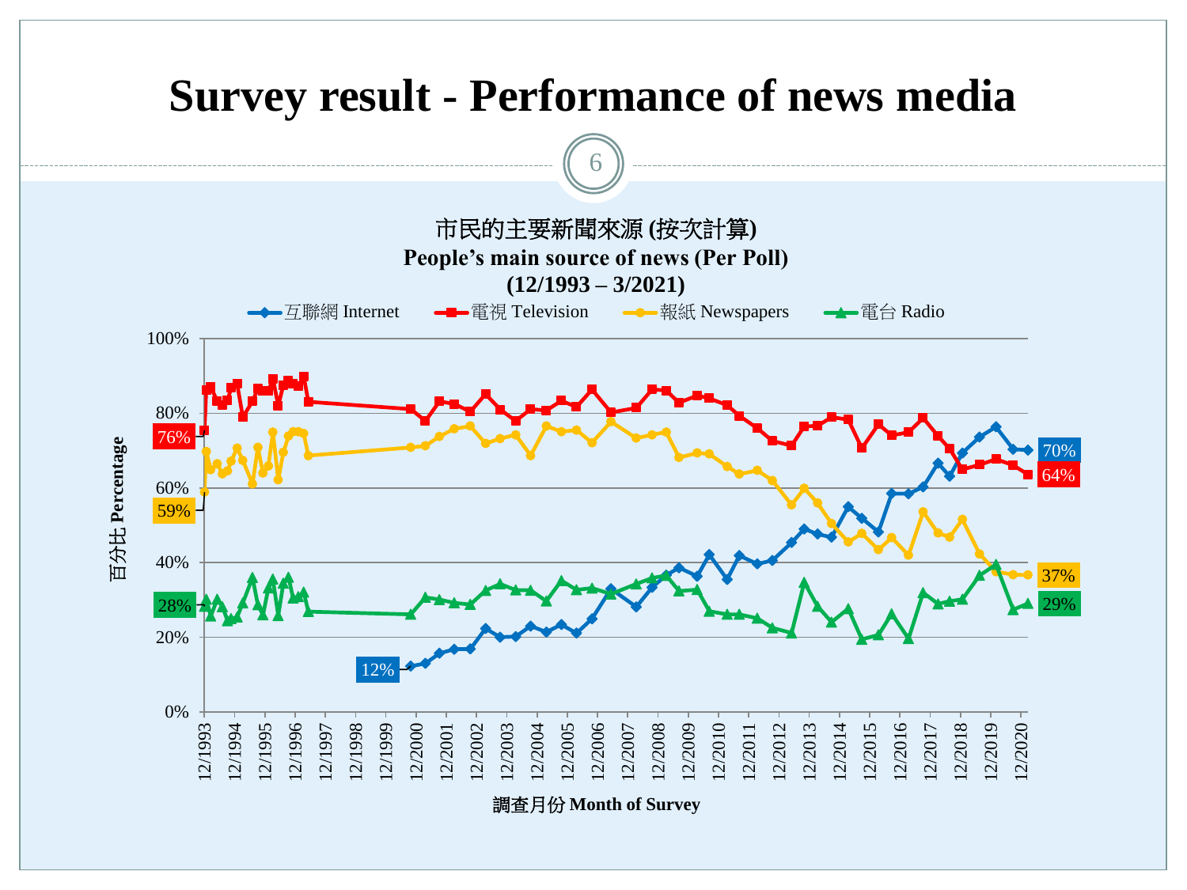# Survey result - Performance of news media

市民的主要新聞來源 (按次計算)
**People's main source of news (Per Poll)**
**(12/1993 – 3/2021)**

互聯網 Internet | 電視 Television | 報紙 Newspapers | 電台 Radio

| Series | First value | Latest value |
|---|---|---|
| 互聯網 Internet | 12% | 70% |
| 電視 Television | 76% | 64% |
| 報紙 Newspapers | 59% | 37% |
| 電台 Radio | 28% | 29% |

百分比 Percentage

調查月份 Month of Survey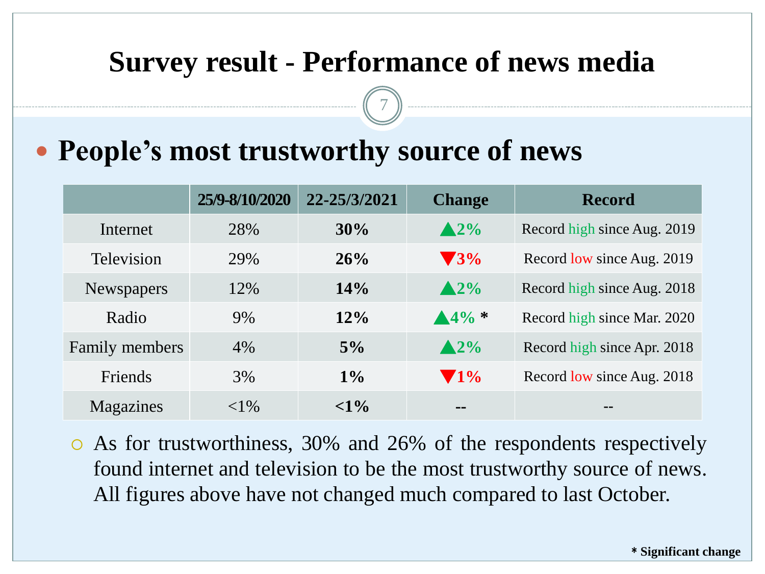# Survey result - Performance of news media

## People's most trustworthy source of news

| | 25/9-8/10/2020 | 22-25/3/2021 | Change | Record |
|---|---|---|---|---|
| Internet | 28% | **30%** | ▲2% | Record high since Aug. 2019 |
| Television | 29% | **26%** | ▼3% | Record low since Aug. 2019 |
| Newspapers | 12% | **14%** | ▲2% | Record high since Aug. 2018 |
| Radio | 9% | **12%** | ▲4% * | Record high since Mar. 2020 |
| Family members | 4% | **5%** | ▲2% | Record high since Apr. 2018 |
| Friends | 3% | **1%** | ▼1% | Record low since Aug. 2018 |
| Magazines | <1% | **<1%** | -- | -- |

- As for trustworthiness, 30% and 26% of the respondents respectively found internet and television to be the most trustworthy source of news. All figures above have not changed much compared to last October.

**\* Significant change**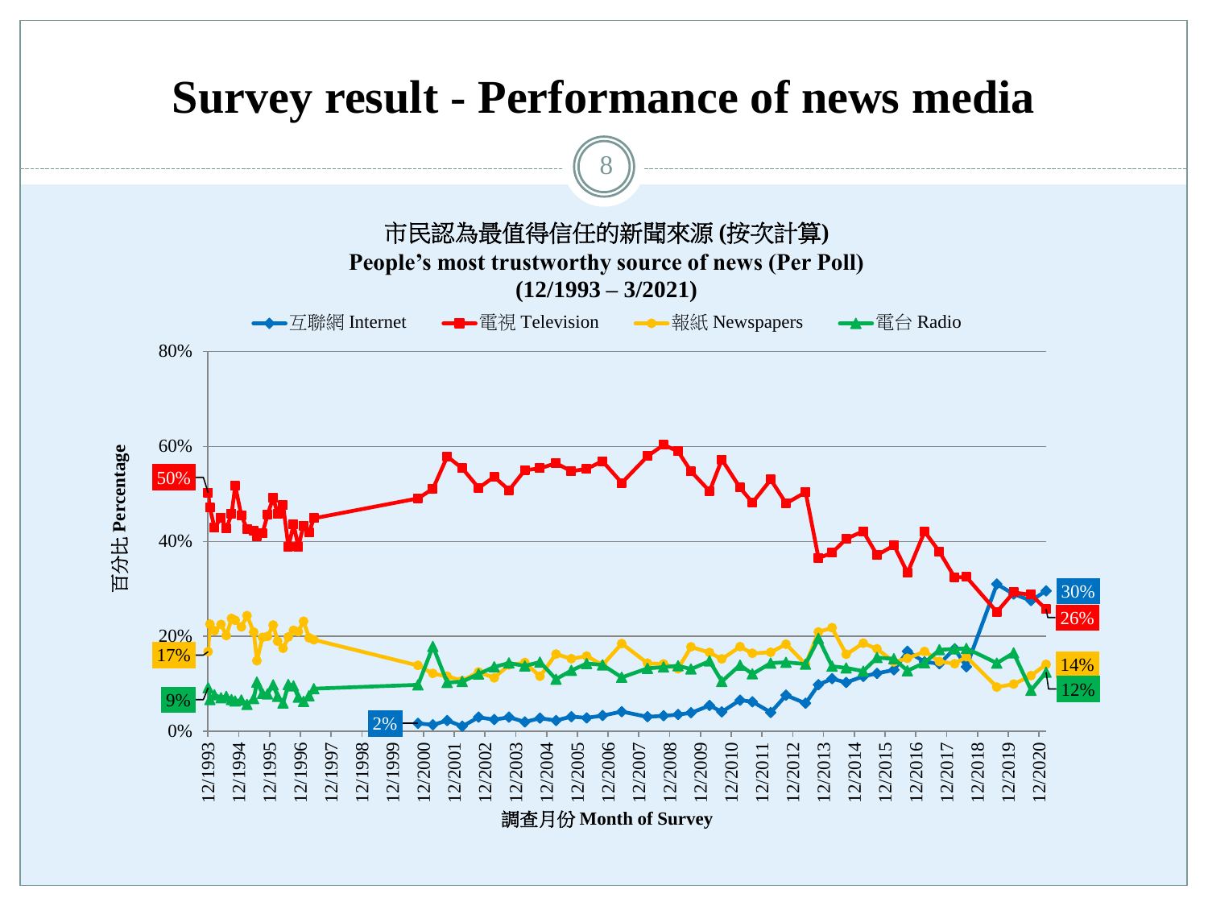# Survey result - Performance of news media

市民認為最值得信任的新聞來源 (按次計算)
**People's most trustworthy source of news (Per Poll)**
**(12/1993 – 3/2021)**

互聯網 Internet　電視 Television　報紙 Newspapers　電台 Radio

百分比 Percentage

調查月份 Month of Survey

| Source | Start | Latest |
|---|---|---|
| 互聯網 Internet | 2% | 30% |
| 電視 Television | 50% | 26% |
| 報紙 Newspapers | 17% | 14% |
| 電台 Radio | 9% | 12% |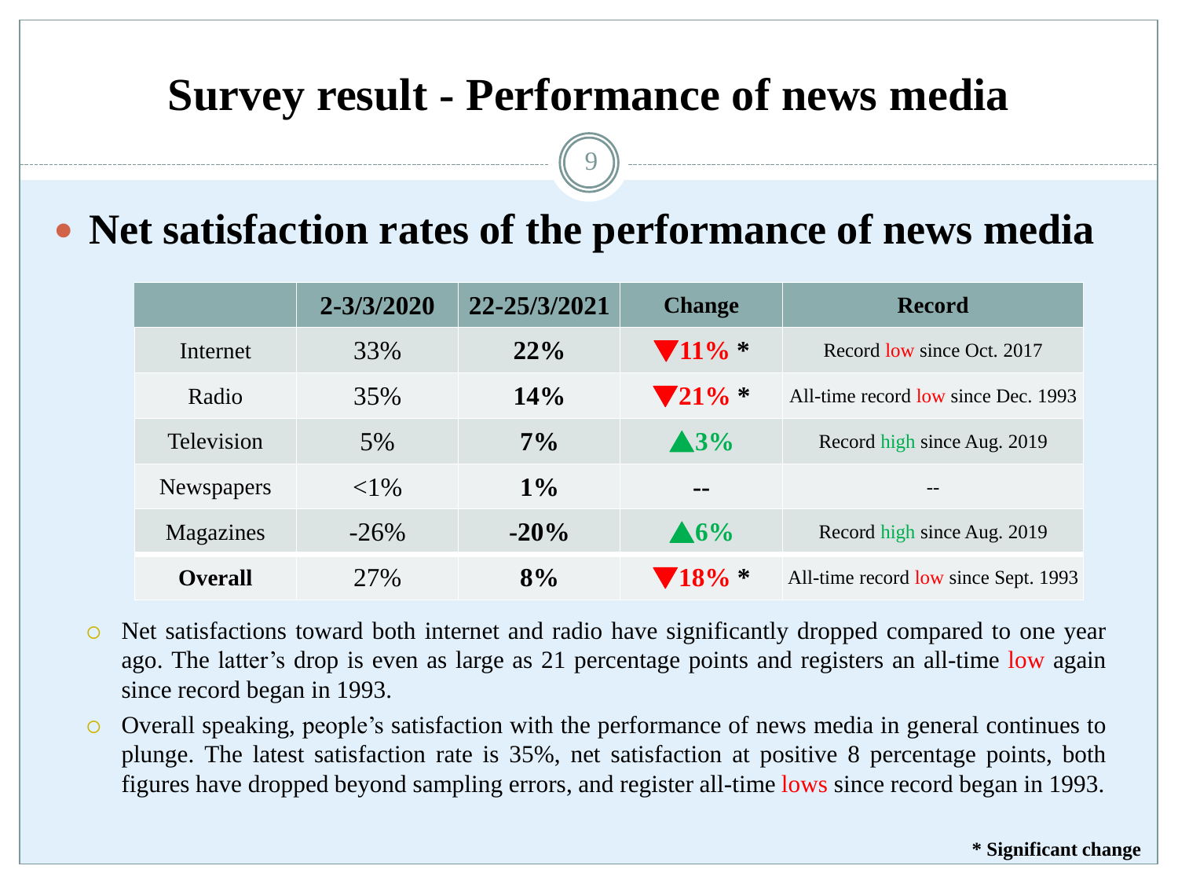# Survey result - Performance of news media

## Net satisfaction rates of the performance of news media

| | 2-3/3/2020 | 22-25/3/2021 | Change | Record |
|---|---|---|---|---|
| Internet | 33% | **22%** | ▼**11%** * | Record low since Oct. 2017 |
| Radio | 35% | **14%** | ▼**21%** * | All-time record low since Dec. 1993 |
| Television | 5% | **7%** | ▲**3%** | Record high since Aug. 2019 |
| Newspapers | <1% | **1%** | **--** | -- |
| Magazines | -26% | **-20%** | ▲**6%** | Record high since Aug. 2019 |
| **Overall** | 27% | **8%** | ▼**18%** * | All-time record low since Sept. 1993 |

- Net satisfactions toward both internet and radio have significantly dropped compared to one year ago. The latter's drop is even as large as 21 percentage points and registers an all-time low again since record began in 1993.
- Overall speaking, people's satisfaction with the performance of news media in general continues to plunge. The latest satisfaction rate is 35%, net satisfaction at positive 8 percentage points, both figures have dropped beyond sampling errors, and register all-time lows since record began in 1993.

**\* Significant change**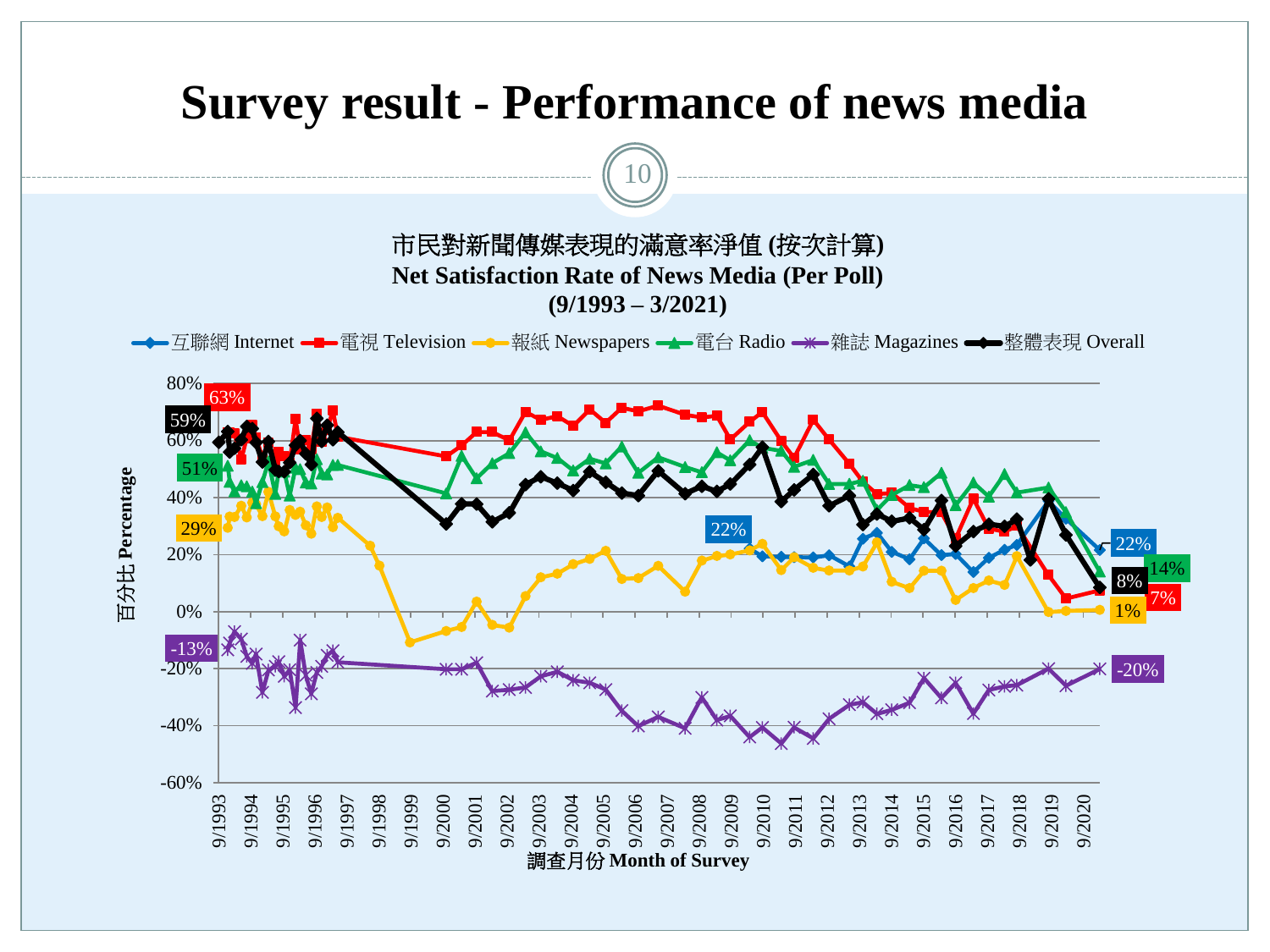# Survey result - Performance of news media

市民對新聞傳媒表現的滿意率淨值 (按次計算)
**Net Satisfaction Rate of News Media (Per Poll)**
**(9/1993 – 3/2021)**

互聯網 Internet | 電視 Television | 報紙 Newspapers | 電台 Radio | 雜誌 Magazines | 整體表現 Overall

百分比 Percentage

調查月份 Month of Survey

| | 9/1993 | 3/2021 |
|---|---|---|
| 互聯網 Internet | 22% (9/2009) | 22% |
| 電視 Television | 63% | 7% |
| 報紙 Newspapers | 29% | 1% |
| 電台 Radio | 51% | 14% |
| 雜誌 Magazines | -13% | -20% |
| 整體表現 Overall | 59% | 8% |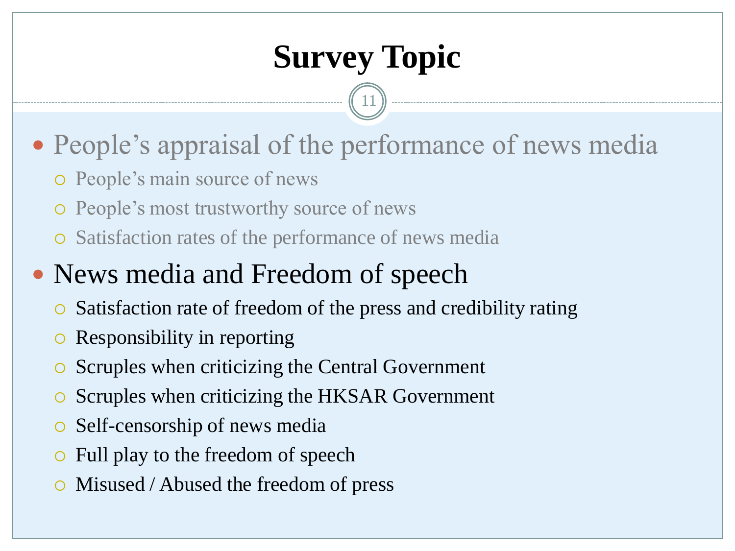# Survey Topic

- People's appraisal of the performance of news media
  - People's main source of news
  - People's most trustworthy source of news
  - Satisfaction rates of the performance of news media
- News media and Freedom of speech
  - Satisfaction rate of freedom of the press and credibility rating
  - Responsibility in reporting
  - Scruples when criticizing the Central Government
  - Scruples when criticizing the HKSAR Government
  - Self-censorship of news media
  - Full play to the freedom of speech
  - Misused / Abused the freedom of press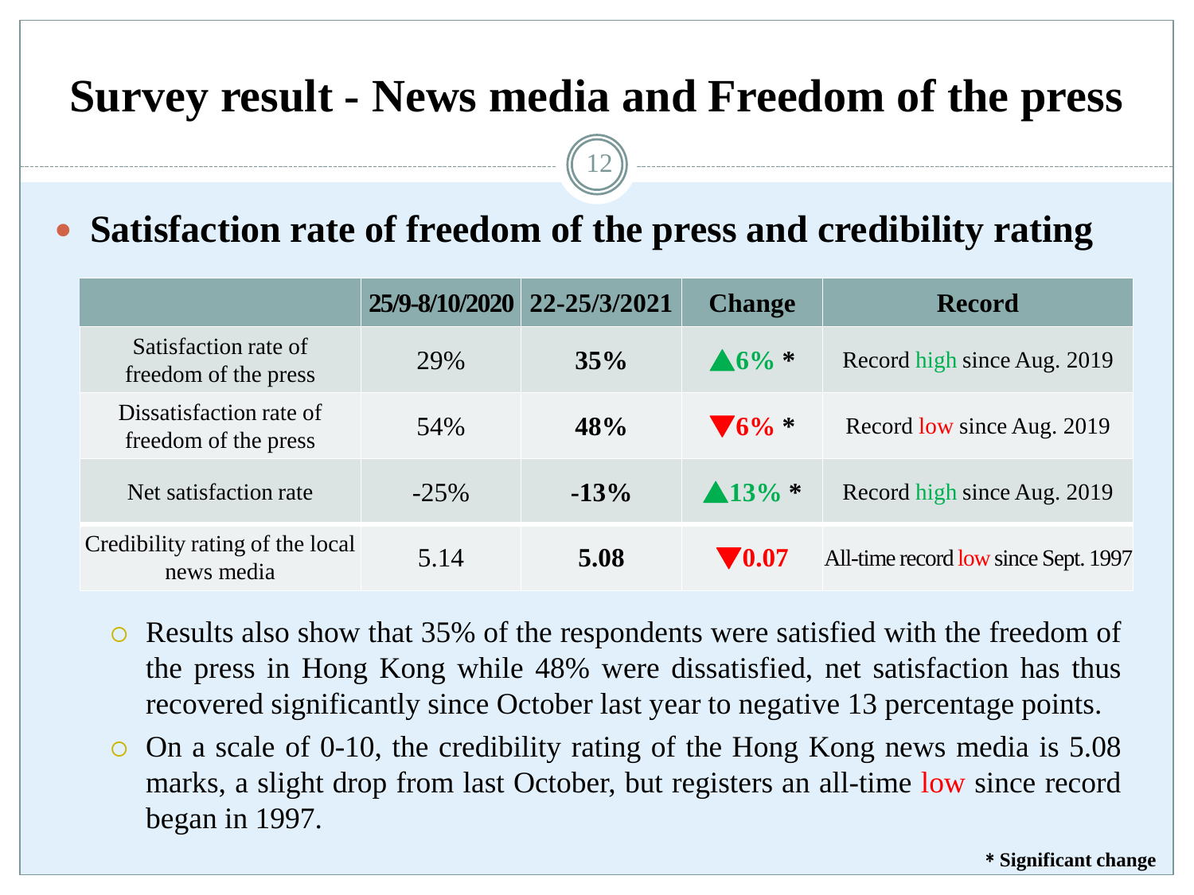# Survey result - News media and Freedom of the press

## Satisfaction rate of freedom of the press and credibility rating

| | 25/9-8/10/2020 | 22-25/3/2021 | Change | Record |
|---|---|---|---|---|
| Satisfaction rate of freedom of the press | 29% | **35%** | ▲**6%** * | Record high since Aug. 2019 |
| Dissatisfaction rate of freedom of the press | 54% | **48%** | ▼**6%** * | Record low since Aug. 2019 |
| Net satisfaction rate | -25% | **-13%** | ▲**13%** * | Record high since Aug. 2019 |
| Credibility rating of the local news media | 5.14 | **5.08** | ▼**0.07** | All-time record low since Sept. 1997 |

- Results also show that 35% of the respondents were satisfied with the freedom of the press in Hong Kong while 48% were dissatisfied, net satisfaction has thus recovered significantly since October last year to negative 13 percentage points.
- On a scale of 0-10, the credibility rating of the Hong Kong news media is 5.08 marks, a slight drop from last October, but registers an all-time low since record began in 1997.

**\* Significant change**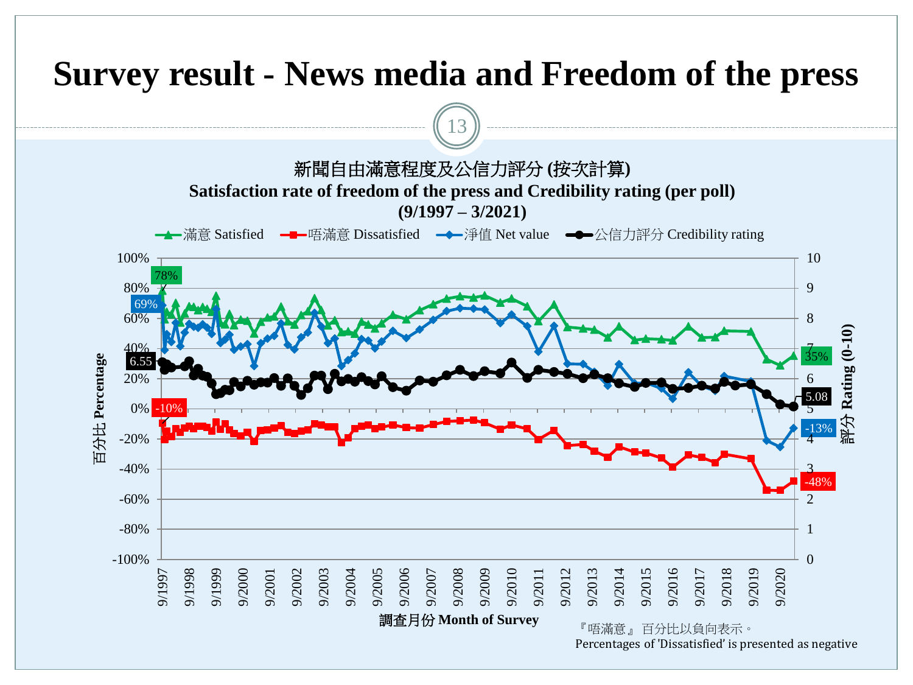# Survey result - News media and Freedom of the press

新聞自由滿意程度及公信力評分 (按次計算)

**Satisfaction rate of freedom of the press and Credibility rating (per poll)**

**(9/1997 – 3/2021)**

滿意 Satisfied　唔滿意 Dissatisfied　淨值 Net value　公信力評分 Credibility rating

百分比 Percentage

評分 Rating (0-10)

調查月份 Month of Survey

『唔滿意』百分比以負向表示。
Percentages of 'Dissatisfied' is presented as negative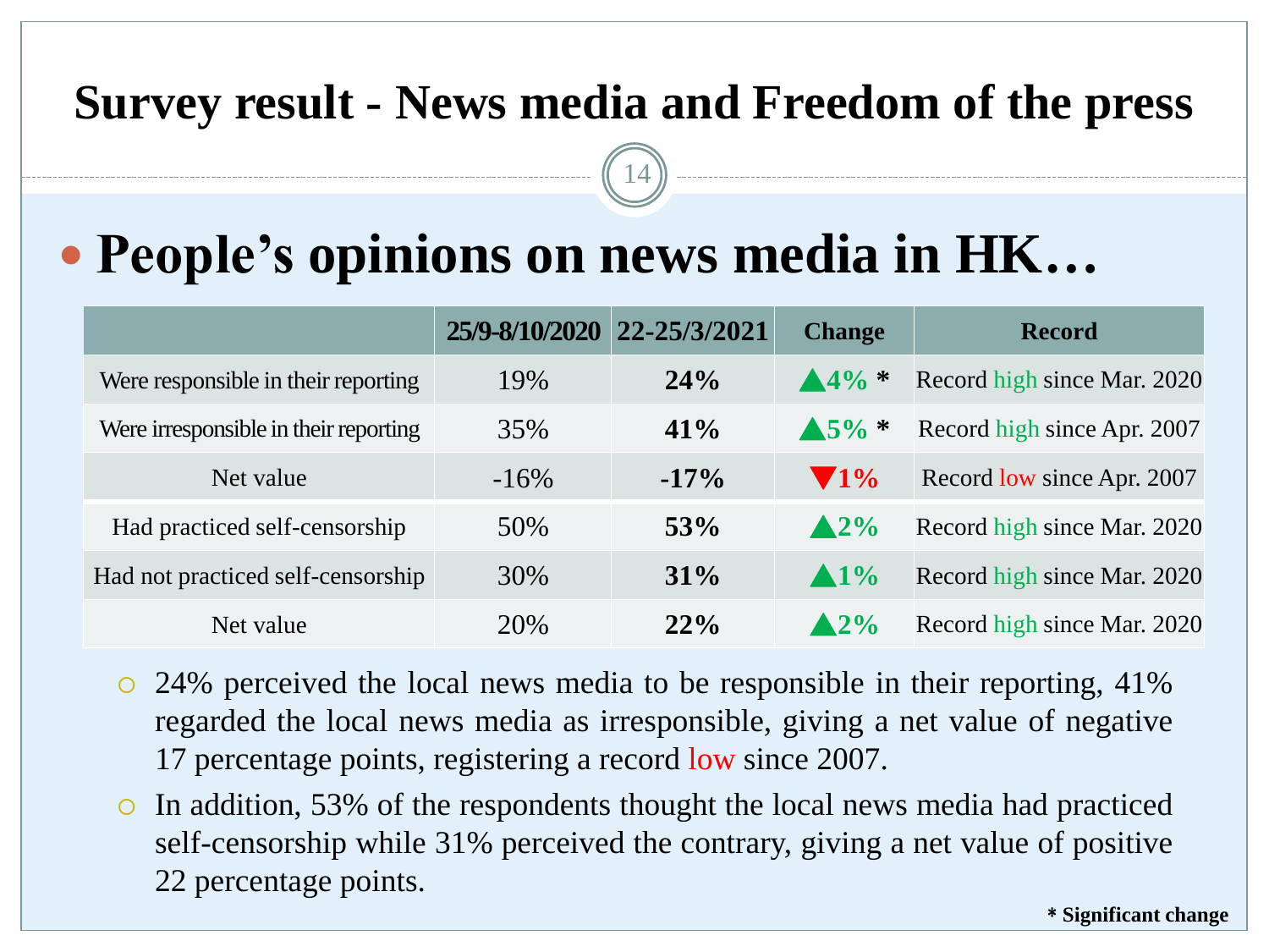# Survey result - News media and Freedom of the press

## People's opinions on news media in HK…

| | 25/9-8/10/2020 | 22-25/3/2021 | Change | Record |
|---|---|---|---|---|
| Were responsible in their reporting | 19% | **24%** | ▲4% * | Record high since Mar. 2020 |
| Were irresponsible in their reporting | 35% | **41%** | ▲5% * | Record high since Apr. 2007 |
| Net value | -16% | **-17%** | ▼1% | Record low since Apr. 2007 |
| Had practiced self-censorship | 50% | **53%** | ▲2% | Record high since Mar. 2020 |
| Had not practiced self-censorship | 30% | **31%** | ▲1% | Record high since Mar. 2020 |
| Net value | 20% | **22%** | ▲2% | Record high since Mar. 2020 |

- 24% perceived the local news media to be responsible in their reporting, 41% regarded the local news media as irresponsible, giving a net value of negative 17 percentage points, registering a record low since 2007.
- In addition, 53% of the respondents thought the local news media had practiced self-censorship while 31% perceived the contrary, giving a net value of positive 22 percentage points.

**\* Significant change**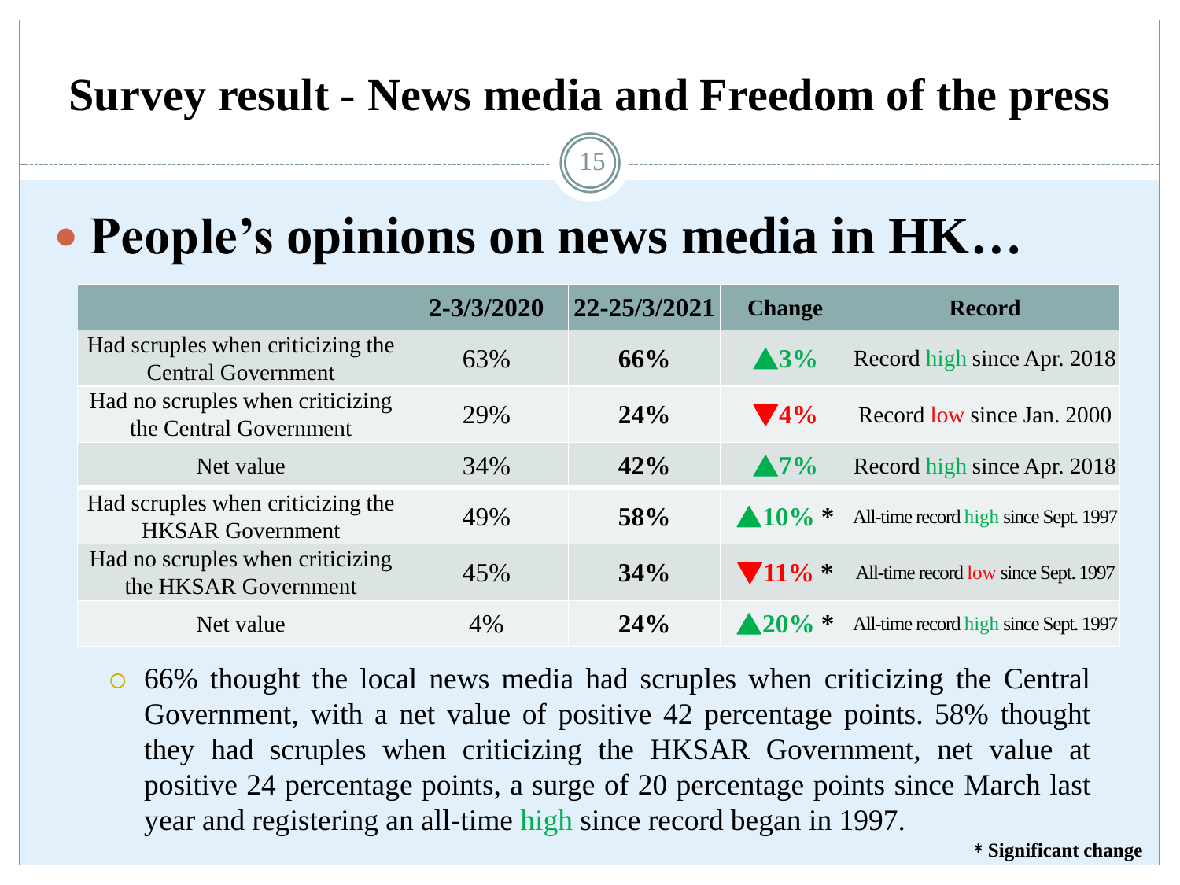# Survey result - News media and Freedom of the press

## People's opinions on news media in HK…

| | 2-3/3/2020 | 22-25/3/2021 | Change | Record |
|---|---|---|---|---|
| Had scruples when criticizing the Central Government | 63% | **66%** | ▲3% | Record high since Apr. 2018 |
| Had no scruples when criticizing the Central Government | 29% | **24%** | ▼4% | Record low since Jan. 2000 |
| Net value | 34% | **42%** | ▲7% | Record high since Apr. 2018 |
| Had scruples when criticizing the HKSAR Government | 49% | **58%** | ▲10% * | All-time record high since Sept. 1997 |
| Had no scruples when criticizing the HKSAR Government | 45% | **34%** | ▼11% * | All-time record low since Sept. 1997 |
| Net value | 4% | **24%** | ▲20% * | All-time record high since Sept. 1997 |

- 66% thought the local news media had scruples when criticizing the Central Government, with a net value of positive 42 percentage points. 58% thought they had scruples when criticizing the HKSAR Government, net value at positive 24 percentage points, a surge of 20 percentage points since March last year and registering an all-time high since record began in 1997.

**\* Significant change**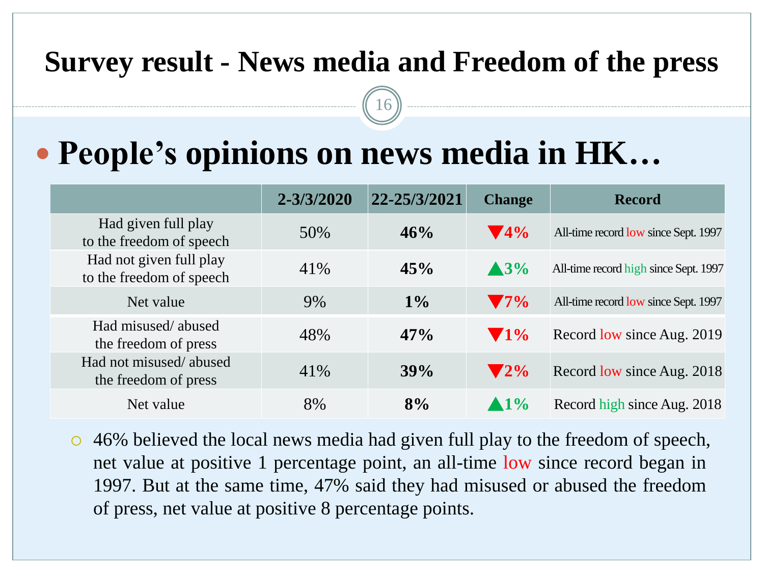# Survey result - News media and Freedom of the press

## People's opinions on news media in HK…

| | 2-3/3/2020 | 22-25/3/2021 | Change | Record |
|---|---|---|---|---|
| Had given full play to the freedom of speech | 50% | **46%** | ▼4% | All-time record low since Sept. 1997 |
| Had not given full play to the freedom of speech | 41% | **45%** | ▲3% | All-time record high since Sept. 1997 |
| Net value | 9% | **1%** | ▼7% | All-time record low since Sept. 1997 |
| Had misused/ abused the freedom of press | 48% | **47%** | ▼1% | Record low since Aug. 2019 |
| Had not misused/ abused the freedom of press | 41% | **39%** | ▼2% | Record low since Aug. 2018 |
| Net value | 8% | **8%** | ▲1% | Record high since Aug. 2018 |

- 46% believed the local news media had given full play to the freedom of speech, net value at positive 1 percentage point, an all-time low since record began in 1997. But at the same time, 47% said they had misused or abused the freedom of press, net value at positive 8 percentage points.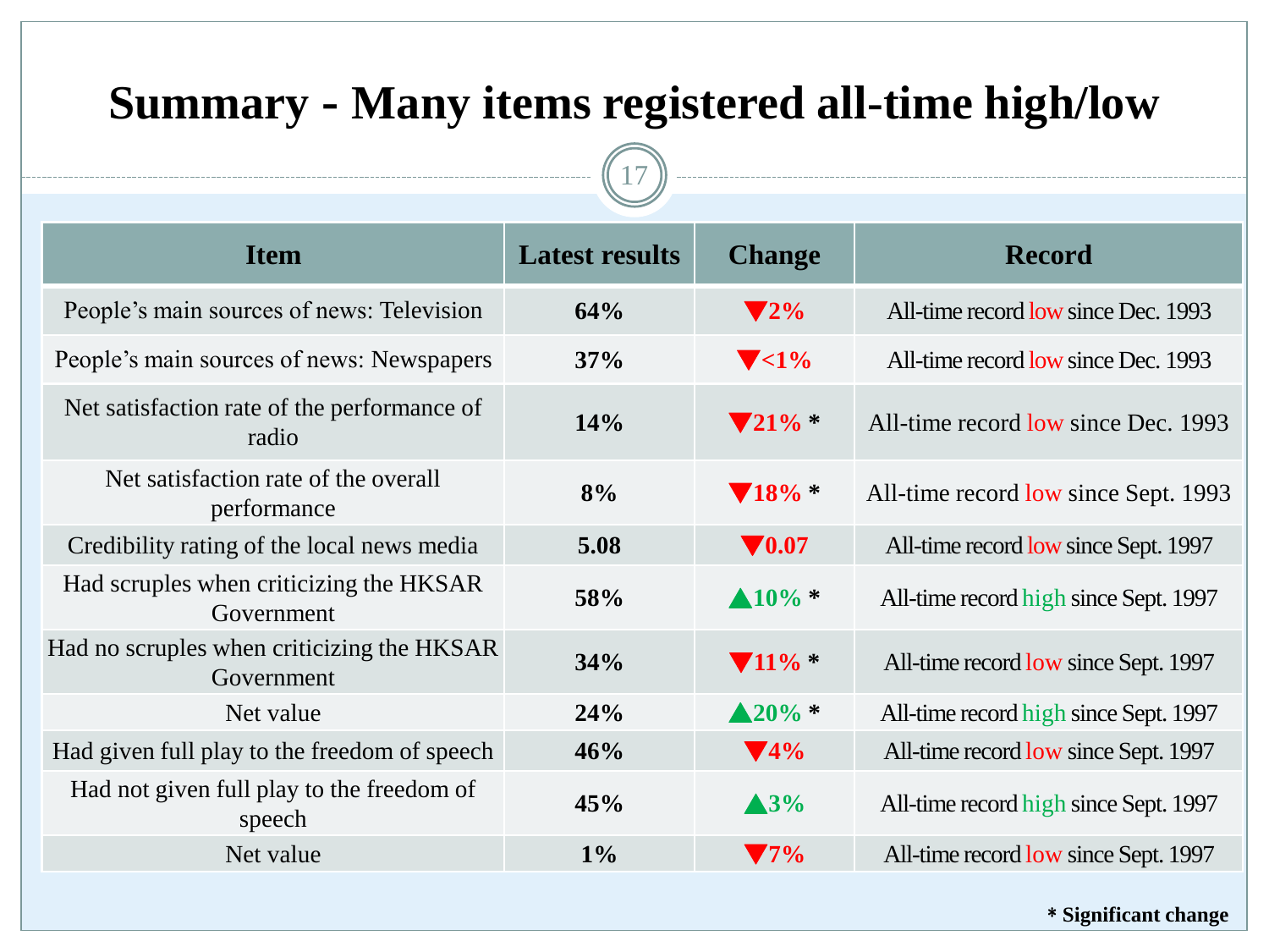# Summary - Many items registered all-time high/low

| Item | Latest results | Change | Record |
|---|---|---|---|
| People's main sources of news: Television | **64%** | ▼2% | All-time record low since Dec. 1993 |
| People's main sources of news: Newspapers | **37%** | ▼<1% | All-time record low since Dec. 1993 |
| Net satisfaction rate of the performance of radio | **14%** | ▼21% * | All-time record low since Dec. 1993 |
| Net satisfaction rate of the overall performance | **8%** | ▼18% * | All-time record low since Sept. 1993 |
| Credibility rating of the local news media | **5.08** | ▼0.07 | All-time record low since Sept. 1997 |
| Had scruples when criticizing the HKSAR Government | **58%** | ▲10% * | All-time record high since Sept. 1997 |
| Had no scruples when criticizing the HKSAR Government | **34%** | ▼11% * | All-time record low since Sept. 1997 |
| Net value | **24%** | ▲20% * | All-time record high since Sept. 1997 |
| Had given full play to the freedom of speech | **46%** | ▼4% | All-time record low since Sept. 1997 |
| Had not given full play to the freedom of speech | **45%** | ▲3% | All-time record high since Sept. 1997 |
| Net value | **1%** | ▼7% | All-time record low since Sept. 1997 |

**\* Significant change**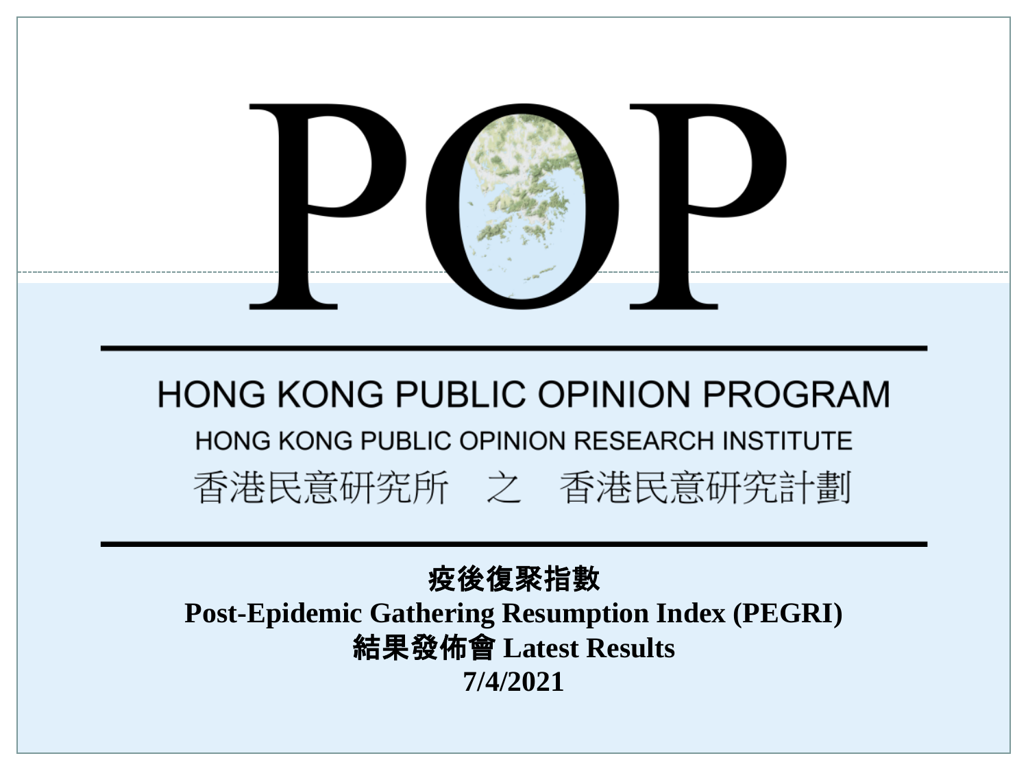# POP

## HONG KONG PUBLIC OPINION PROGRAM

HONG KONG PUBLIC OPINION RESEARCH INSTITUTE

香港民意研究所 之 香港民意研究計劃

**疫後復聚指數**

**Post-Epidemic Gathering Resumption Index (PEGRI)**

**結果發佈會 Latest Results**

**7/4/2021**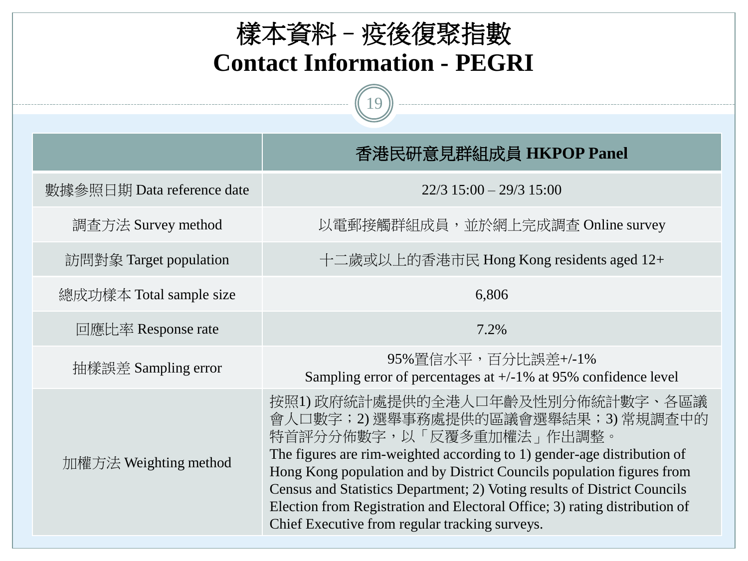# 樣本資料 – 疫後復聚指數
# Contact Information - PEGRI

| | 香港民研意見群組成員 HKPOP Panel |
|---|---|
| 數據參照日期 Data reference date | 22/3 15:00 – 29/3 15:00 |
| 調查方法 Survey method | 以電郵接觸群組成員，並於網上完成調查 Online survey |
| 訪問對象 Target population | 十二歲或以上的香港市民 Hong Kong residents aged 12+ |
| 總成功樣本 Total sample size | 6,806 |
| 回應比率 Response rate | 7.2% |
| 抽樣誤差 Sampling error | 95%置信水平，百分比誤差+/-1%<br>Sampling error of percentages at +/-1% at 95% confidence level |
| 加權方法 Weighting method | 按照1) 政府統計處提供的全港人口年齡及性別分佈統計數字、各區議會人口數字；2) 選舉事務處提供的區議會選舉結果；3) 常規調查中的特首評分分佈數字，以「反覆多重加權法」作出調整。<br>The figures are rim-weighted according to 1) gender-age distribution of Hong Kong population and by District Councils population figures from Census and Statistics Department; 2) Voting results of District Councils Election from Registration and Electoral Office; 3) rating distribution of Chief Executive from regular tracking surveys. |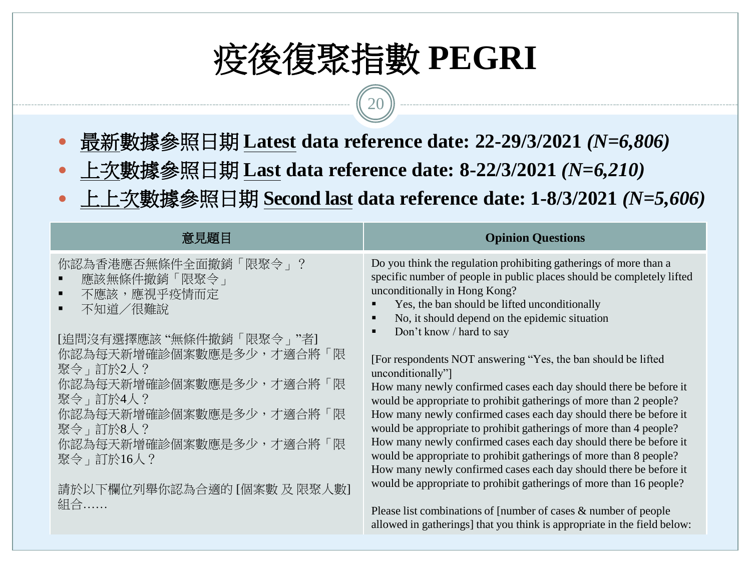# 疫後復聚指數 PEGRI

- 最新數據參照日期 **Latest data reference date: 22-29/3/2021** ***(N=6,806)***
- 上次數據參照日期 **Last data reference date: 8-22/3/2021** ***(N=6,210)***
- 上上次數據參照日期 **Second last data reference date: 1-8/3/2021** ***(N=5,606)***

| 意見題目 | Opinion Questions |
| --- | --- |
| 你認為香港應否無條件全面撤銷「限聚令」？<br>▪ 應該無條件撤銷「限聚令」<br>▪ 不應該，應視乎疫情而定<br>▪ 不知道／很難說<br><br>[追問沒有選擇應該 "無條件撤銷「限聚令」"者]<br>你認為每天新增確診個案數應是多少，才適合將「限聚令」訂於2人？<br>你認為每天新增確診個案數應是多少，才適合將「限聚令」訂於4人？<br>你認為每天新增確診個案數應是多少，才適合將「限聚令」訂於8人？<br>你認為每天新增確診個案數應是多少，才適合將「限聚令」訂於16人？<br><br>請於以下欄位列舉你認為合適的 [個案數 及 限聚人數] 組合…… | Do you think the regulation prohibiting gatherings of more than a specific number of people in public places should be completely lifted unconditionally in Hong Kong?<br>▪ Yes, the ban should be lifted unconditionally<br>▪ No, it should depend on the epidemic situation<br>▪ Don't know / hard to say<br><br>[For respondents NOT answering "Yes, the ban should be lifted unconditionally"]<br>How many newly confirmed cases each day should there be before it would be appropriate to prohibit gatherings of more than 2 people?<br>How many newly confirmed cases each day should there be before it would be appropriate to prohibit gatherings of more than 4 people?<br>How many newly confirmed cases each day should there be before it would be appropriate to prohibit gatherings of more than 8 people?<br>How many newly confirmed cases each day should there be before it would be appropriate to prohibit gatherings of more than 16 people?<br><br>Please list combinations of [number of cases & number of people allowed in gatherings] that you think is appropriate in the field below: |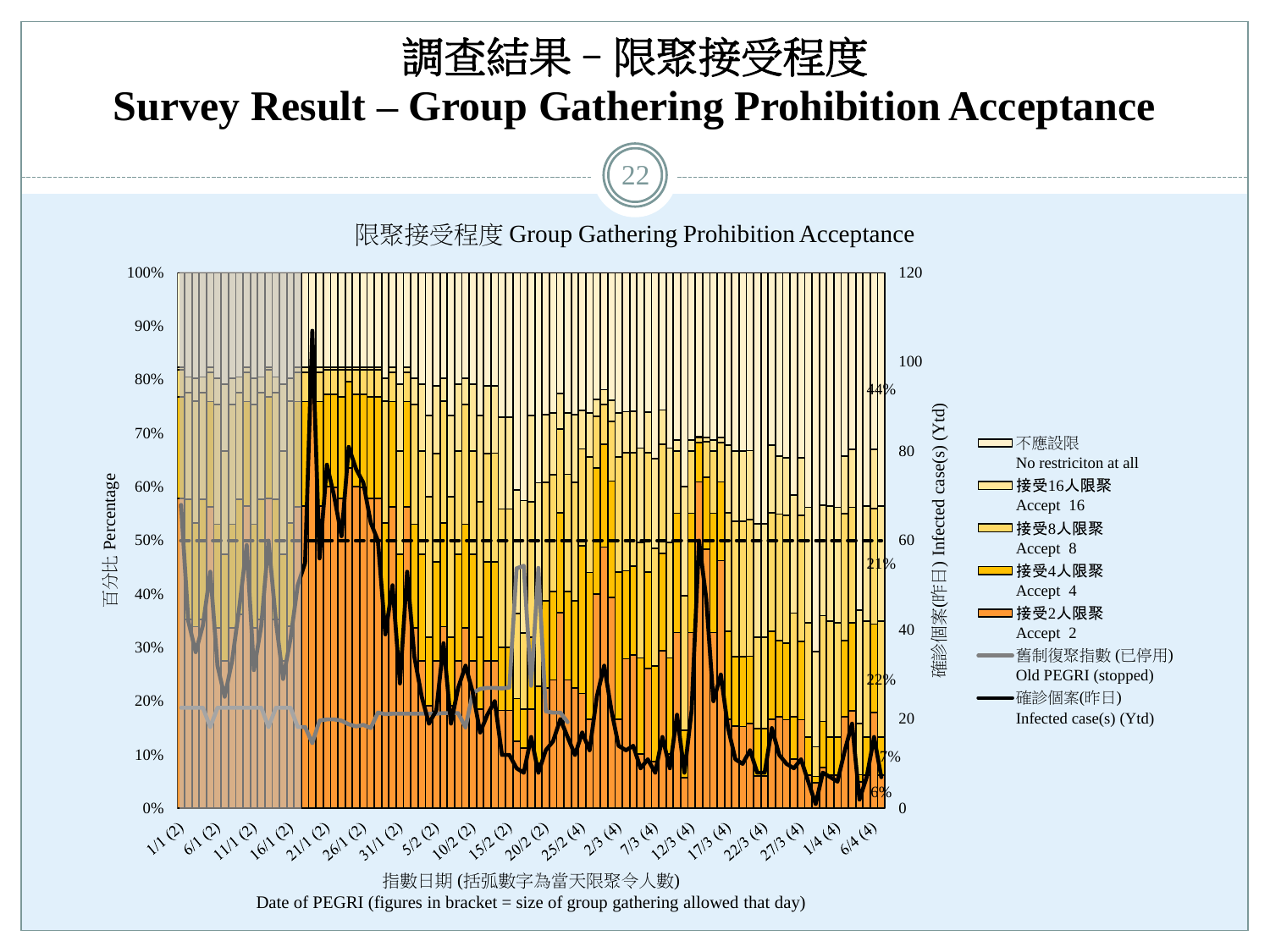# 調查結果 – 限聚接受程度

# Survey Result – Group Gathering Prohibition Acceptance

限聚接受程度 Group Gathering Prohibition Acceptance

百分比 Percentage: 0%, 10%, 20%, 30%, 40%, 50%, 60%, 70%, 80%, 90%, 100%

確診個案(昨日) Infected case(s) (Ytd): 0, 20, 40, 60, 80, 100, 120

44%

21%

22%

7%

6%

1/1 (2), 6/1 (2), 11/1 (2), 16/1 (2), 21/1 (2), 26/1 (2), 31/1 (2), 5/2 (2), 10/2 (2), 15/2 (2), 20/2 (2), 25/2 (4), 2/3 (4), 7/3 (4), 12/3 (4), 17/3 (4), 22/3 (4), 27/3 (4), 1/4 (4), 6/4 (4)

指數日期 (括弧數字為當天限聚令人數)
Date of PEGRI (figures in bracket = size of group gathering allowed that day)

- 不應設限 No restriciton at all
- 接受16人限聚 Accept 16
- 接受8人限聚 Accept 8
- 接受4人限聚 Accept 4
- 接受2人限聚 Accept 2
- 舊制復聚指數 (已停用) Old PEGRI (stopped)
- 確診個案(昨日) Infected case(s) (Ytd)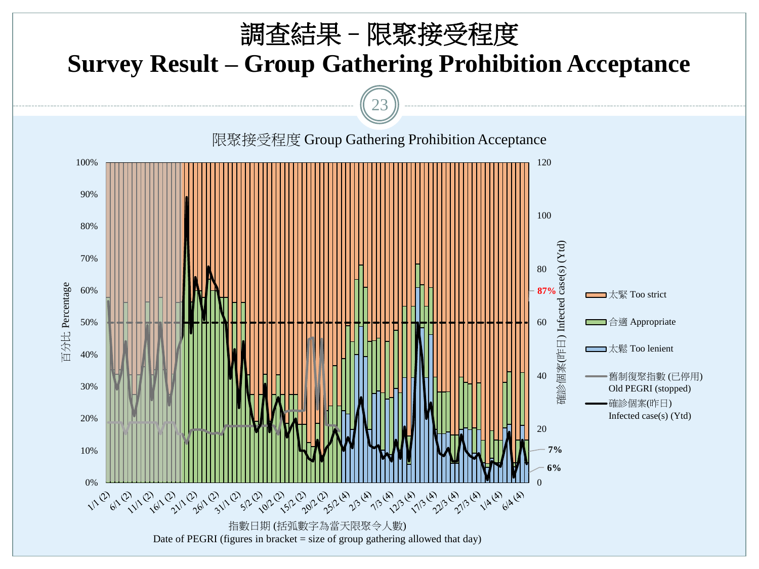# 調查結果－限聚接受程度
# Survey Result – Group Gathering Prohibition Acceptance

限聚接受程度 Group Gathering Prohibition Acceptance

百分比 Percentage

確診個案(昨日) Infected case(s) (Ytd)

- 太緊 Too strict
- 合適 Appropriate
- 太鬆 Too lenient
- 舊制復聚指數 (已停用) Old PEGRI (stopped)
- 確診個案(昨日) Infected case(s) (Ytd)

**87%**

**7%**

**6%**

指數日期 (括弧數字為當天限聚令人數)
Date of PEGRI (figures in bracket = size of group gathering allowed that day)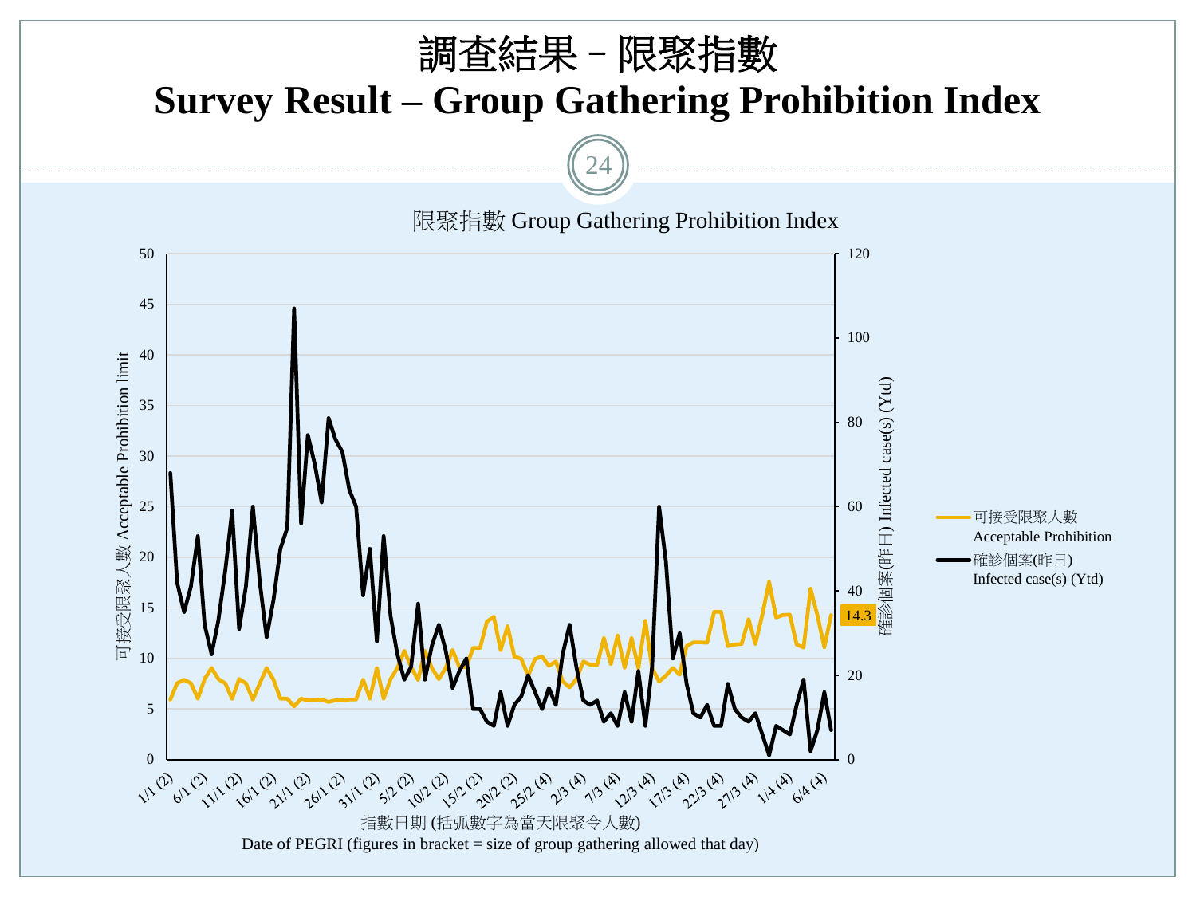# 調查結果 – 限聚指數
# Survey Result – Group Gathering Prohibition Index

限聚指數 Group Gathering Prohibition Index

可接受限聚人數 Acceptable Prohibition limit

確診個案(昨日) Infected case(s) (Ytd)

0, 5, 10, 15, 20, 25, 30, 35, 40, 45, 50

0, 20, 40, 60, 80, 100, 120

14.3

可接受限聚人數 Acceptable Prohibition

確診個案(昨日) Infected case(s) (Ytd)

1/1 (2), 6/1 (2), 11/1 (2), 16/1 (2), 21/1 (2), 26/1 (2), 31/1 (2), 5/2 (2), 10/2 (2), 15/2 (2), 20/2 (2), 25/2 (4), 2/3 (4), 7/3 (4), 12/3 (4), 17/3 (4), 22/3 (4), 27/3 (4), 1/4 (4), 6/4 (4)

指數日期 (括弧數字為當天限聚令人數)

Date of PEGRI (figures in bracket = size of group gathering allowed that day)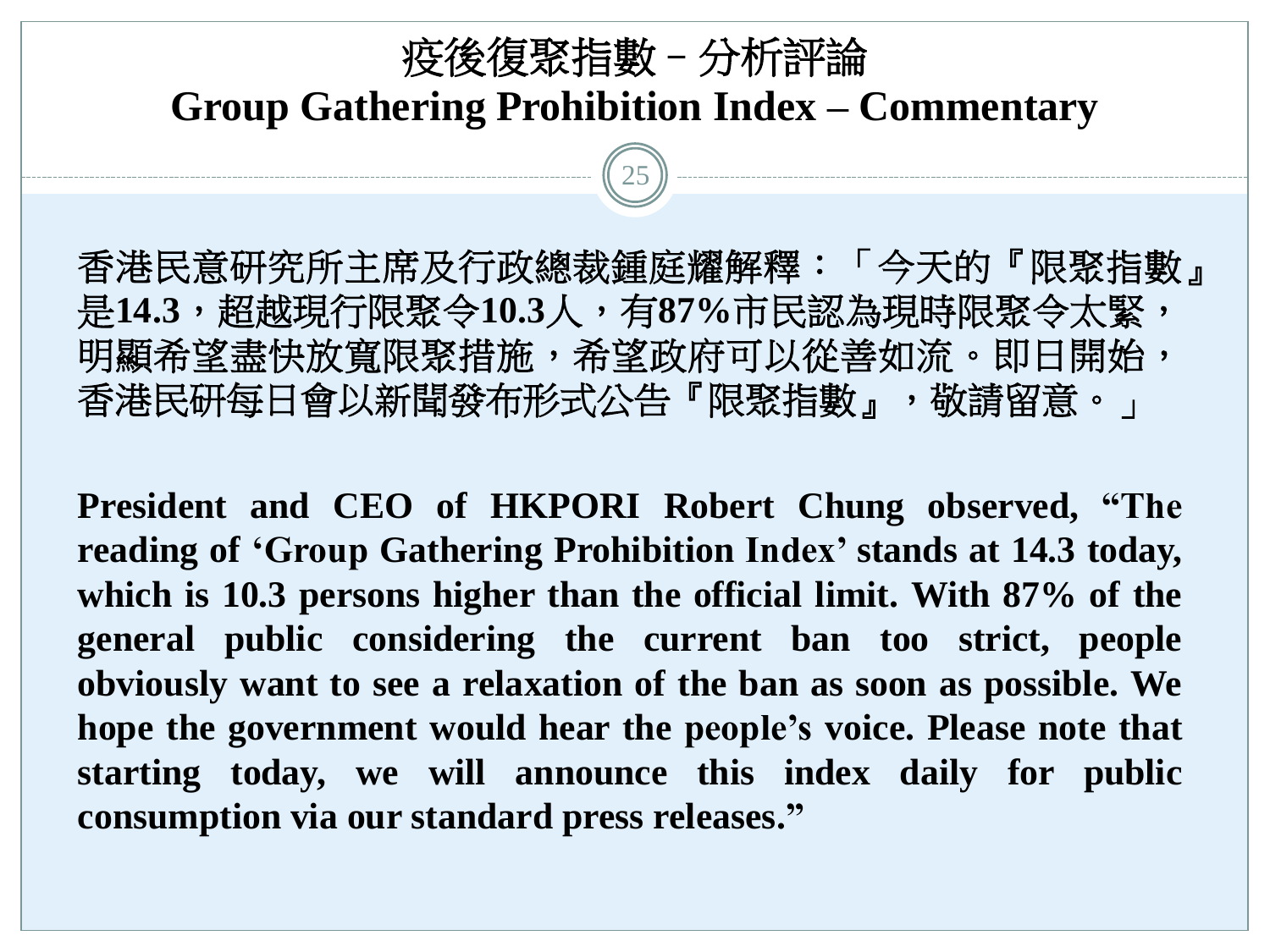# 疫後復聚指數 – 分析評論
# Group Gathering Prohibition Index – Commentary

香港民意研究所主席及行政總裁鍾庭耀解釋：「今天的『限聚指數』是**14.3**，超越現行限聚令**10.3**人，有**87%**市民認為現時限聚令太緊，明顯希望盡快放寬限聚措施，希望政府可以從善如流。即日開始，香港民研每日會以新聞發布形式公告『限聚指數』，敬請留意。」

**President and CEO of HKPORI Robert Chung observed, "The reading of 'Group Gathering Prohibition Index' stands at 14.3 today, which is 10.3 persons higher than the official limit. With 87% of the general public considering the current ban too strict, people obviously want to see a relaxation of the ban as soon as possible. We hope the government would hear the people's voice. Please note that starting today, we will announce this index daily for public consumption via our standard press releases."**